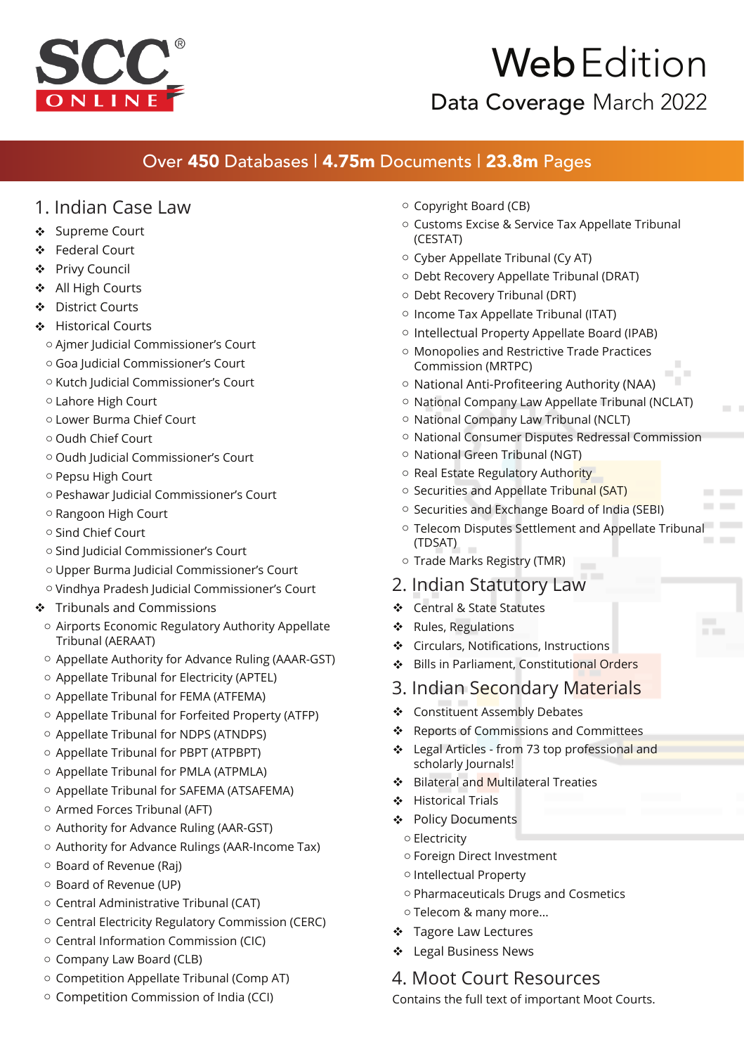# SCC ONLINE®

# Web Edition

## Data Coverage March 2022

Over **450** Databases | **4.75m** Documents | **23.8m** Pages

## 1. Indian Case Law

- Supreme Court
- Federal Court
- Privy Council
- All High Courts
- District Courts
- Historical Courts
  - Ajmer Judicial Commissioner's Court
  - Goa Judicial Commissioner's Court
  - Kutch Judicial Commissioner's Court
  - Lahore High Court
  - Lower Burma Chief Court
  - Oudh Chief Court
  - Oudh Judicial Commissioner's Court
  - Pepsu High Court
  - Peshawar Judicial Commissioner's Court
  - Rangoon High Court
  - Sind Chief Court
  - Sind Judicial Commissioner's Court
  - Upper Burma Judicial Commissioner's Court
  - Vindhya Pradesh Judicial Commissioner's Court
- Tribunals and Commissions
  - Airports Economic Regulatory Authority Appellate Tribunal (AERAAT)
  - Appellate Authority for Advance Ruling (AAAR-GST)
  - Appellate Tribunal for Electricity (APTEL)
  - Appellate Tribunal for FEMA (ATFEMA)
  - Appellate Tribunal for Forfeited Property (ATFP)
  - Appellate Tribunal for NDPS (ATNDPS)
  - Appellate Tribunal for PBPT (ATPBPT)
  - Appellate Tribunal for PMLA (ATPMLA)
  - Appellate Tribunal for SAFEMA (ATSAFEMA)
  - Armed Forces Tribunal (AFT)
  - Authority for Advance Ruling (AAR-GST)
  - Authority for Advance Rulings (AAR-Income Tax)
  - Board of Revenue (Raj)
  - Board of Revenue (UP)
  - Central Administrative Tribunal (CAT)
  - Central Electricity Regulatory Commission (CERC)
  - Central Information Commission (CIC)
  - Company Law Board (CLB)
  - Competition Appellate Tribunal (Comp AT)
  - Competition Commission of India (CCI)
  - Copyright Board (CB)
  - Customs Excise & Service Tax Appellate Tribunal (CESTAT)
  - Cyber Appellate Tribunal (Cy AT)
  - Debt Recovery Appellate Tribunal (DRAT)
  - Debt Recovery Tribunal (DRT)
  - Income Tax Appellate Tribunal (ITAT)
  - Intellectual Property Appellate Board (IPAB)
  - Monopolies and Restrictive Trade Practices Commission (MRTPC)
  - National Anti-Profiteering Authority (NAA)
  - National Company Law Appellate Tribunal (NCLAT)
  - National Company Law Tribunal (NCLT)
  - National Consumer Disputes Redressal Commission
  - National Green Tribunal (NGT)
  - Real Estate Regulatory Authority
  - Securities and Appellate Tribunal (SAT)
  - Securities and Exchange Board of India (SEBI)
  - Telecom Disputes Settlement and Appellate Tribunal (TDSAT)
  - Trade Marks Registry (TMR)

## 2. Indian Statutory Law

- Central & State Statutes
- Rules, Regulations
- Circulars, Notifications, Instructions
- Bills in Parliament, Constitutional Orders

## 3. Indian Secondary Materials

- Constituent Assembly Debates
- Reports of Commissions and Committees
- Legal Articles - from 73 top professional and scholarly Journals!
- Bilateral and Multilateral Treaties
- Historical Trials
- Policy Documents
  - Electricity
  - Foreign Direct Investment
  - Intellectual Property
  - Pharmaceuticals Drugs and Cosmetics
  - Telecom & many more...
- Tagore Law Lectures
- Legal Business News

## 4. Moot Court Resources

Contains the full text of important Moot Courts.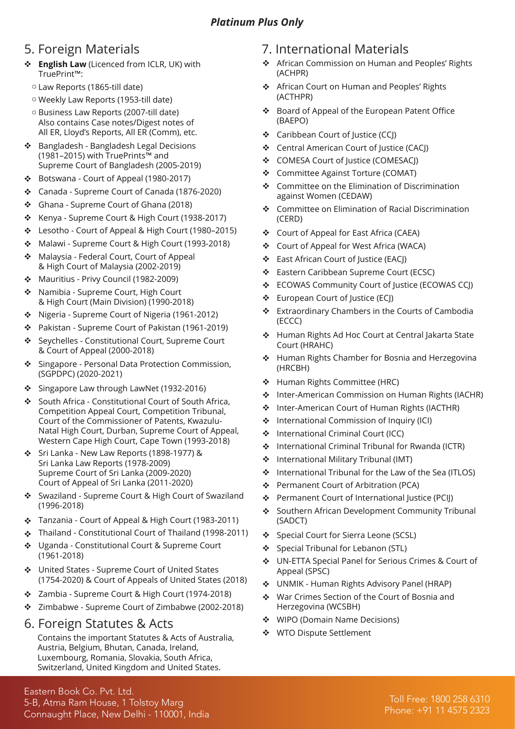*Platinum Plus Only*

## 5. Foreign Materials

- **English Law** (Licenced from ICLR, UK) with TruePrint™:
  - Law Reports (1865-till date)
  - Weekly Law Reports (1953-till date)
  - Business Law Reports (2007-till date)
    Also contains Case notes/Digest notes of All ER, Lloyd's Reports, All ER (Comm), etc.
- Bangladesh - Bangladesh Legal Decisions (1981–2015) with TruePrints™ and Supreme Court of Bangladesh (2005-2019)
- Botswana - Court of Appeal (1980-2017)
- Canada - Supreme Court of Canada (1876-2020)
- Ghana - Supreme Court of Ghana (2018)
- Kenya - Supreme Court & High Court (1938-2017)
- Lesotho - Court of Appeal & High Court (1980–2015)
- Malawi - Supreme Court & High Court (1993-2018)
- Malaysia - Federal Court, Court of Appeal & High Court of Malaysia (2002-2019)
- Mauritius - Privy Council (1982-2009)
- Namibia - Supreme Court, High Court & High Court (Main Division) (1990-2018)
- Nigeria - Supreme Court of Nigeria (1961-2012)
- Pakistan - Supreme Court of Pakistan (1961-2019)
- Seychelles - Constitutional Court, Supreme Court & Court of Appeal (2000-2018)
- Singapore - Personal Data Protection Commission, (SGPDPC) (2020-2021)
- Singapore Law through LawNet (1932-2016)
- South Africa - Constitutional Court of South Africa, Competition Appeal Court, Competition Tribunal, Court of the Commissioner of Patents, Kwazulu-Natal High Court, Durban, Supreme Court of Appeal, Western Cape High Court, Cape Town (1993-2018)
- Sri Lanka - New Law Reports (1898-1977) & Sri Lanka Law Reports (1978-2009) Supreme Court of Sri Lanka (2009-2020) Court of Appeal of Sri Lanka (2011-2020)
- Swaziland - Supreme Court & High Court of Swaziland (1996-2018)
- Tanzania - Court of Appeal & High Court (1983-2011)
- Thailand - Constitutional Court of Thailand (1998-2011)
- Uganda - Constitutional Court & Supreme Court (1961-2018)
- United States - Supreme Court of United States (1754-2020) & Court of Appeals of United States (2018)
- Zambia - Supreme Court & High Court (1974-2018)
- Zimbabwe - Supreme Court of Zimbabwe (2002-2018)

## 6. Foreign Statutes & Acts

Contains the important Statutes & Acts of Australia, Austria, Belgium, Bhutan, Canada, Ireland, Luxembourg, Romania, Slovakia, South Africa, Switzerland, United Kingdom and United States.

## 7. International Materials

- African Commission on Human and Peoples' Rights (ACHPR)
- African Court on Human and Peoples' Rights (ACTHPR)
- Board of Appeal of the European Patent Office (BAEPO)
- Caribbean Court of Justice (CCJ)
- Central American Court of Justice (CACJ)
- COMESA Court of Justice (COMESACJ)
- Committee Against Torture (COMAT)
- Committee on the Elimination of Discrimination against Women (CEDAW)
- Committee on Elimination of Racial Discrimination (CERD)
- Court of Appeal for East Africa (CAEA)
- Court of Appeal for West Africa (WACA)
- East African Court of Justice (EACJ)
- Eastern Caribbean Supreme Court (ECSC)
- ECOWAS Community Court of Justice (ECOWAS CCJ)
- European Court of Justice (ECJ)
- Extraordinary Chambers in the Courts of Cambodia (ECCC)
- Human Rights Ad Hoc Court at Central Jakarta State Court (HRAHC)
- Human Rights Chamber for Bosnia and Herzegovina (HRCBH)
- Human Rights Committee (HRC)
- Inter-American Commission on Human Rights (IACHR)
- Inter-American Court of Human Rights (IACTHR)
- International Commission of Inquiry (ICI)
- International Criminal Court (ICC)
- International Criminal Tribunal for Rwanda (ICTR)
- International Military Tribunal (IMT)
- International Tribunal for the Law of the Sea (ITLOS)
- Permanent Court of Arbitration (PCA)
- Permanent Court of International Justice (PCIJ)
- Southern African Development Community Tribunal (SADCT)
- Special Court for Sierra Leone (SCSL)
- Special Tribunal for Lebanon (STL)
- UN-ETTA Special Panel for Serious Crimes & Court of Appeal (SPSC)
- UNMIK - Human Rights Advisory Panel (HRAP)
- War Crimes Section of the Court of Bosnia and Herzegovina (WCSBH)
- WIPO (Domain Name Decisions)
- WTO Dispute Settlement

Eastern Book Co. Pvt. Ltd.
5-B, Atma Ram House, 1 Tolstoy Marg
Connaught Place, New Delhi - 110001, India

Toll Free: 1800 258 6310
Phone: +91 11 4575 2323